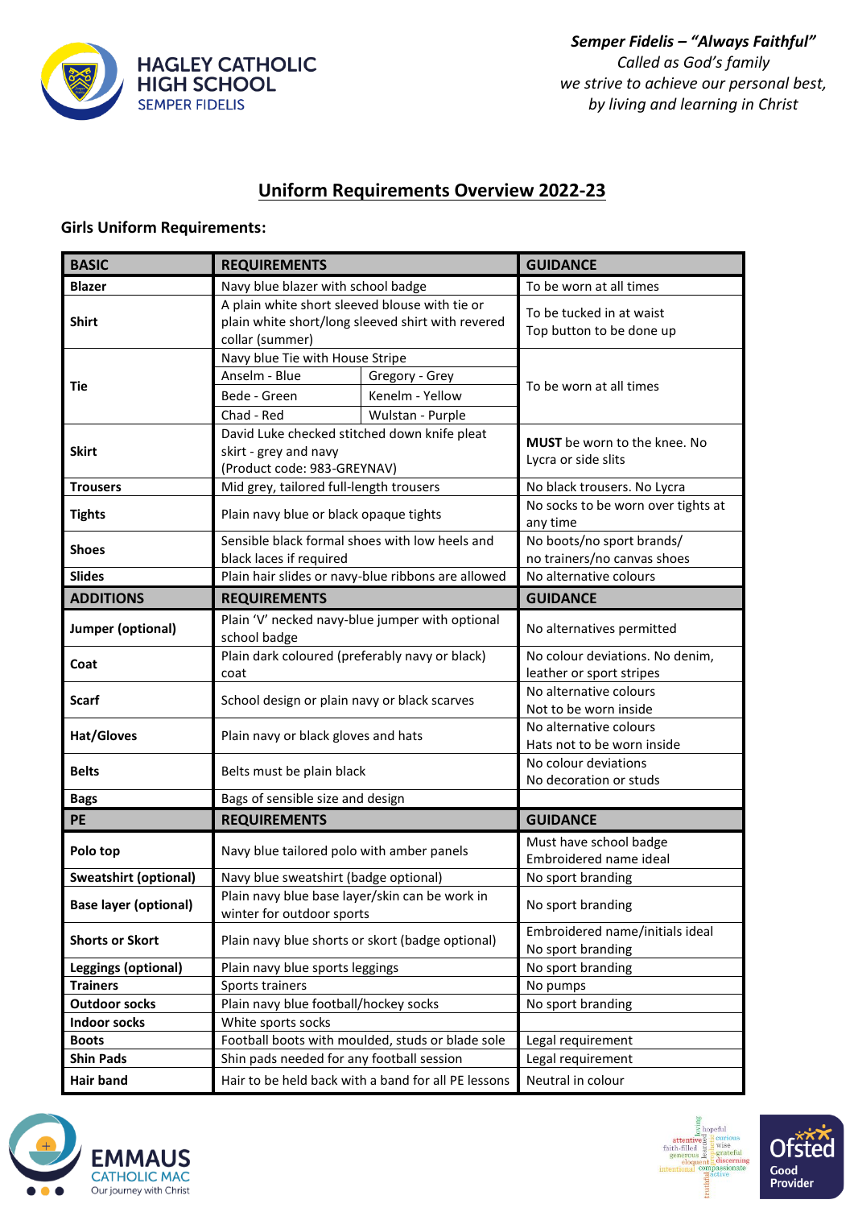**HAGLEY CATHOLIC HIGH SCHOOL**
SEMPER FIDELIS

***Semper Fidelis – "Always Faithful"***
*Called as God's family*
*we strive to achieve our personal best,*
*by living and learning in Christ*

# Uniform Requirements Overview 2022-23

**Girls Uniform Requirements:**

| BASIC | REQUIREMENTS | | GUIDANCE |
|---|---|---|---|
| **Blazer** | Navy blue blazer with school badge | | To be worn at all times |
| **Shirt** | A plain white short sleeved blouse with tie or plain white short/long sleeved shirt with revered collar (summer) | | To be tucked in at waist<br>Top button to be done up |
| **Tie** | Navy blue Tie with House Stripe | | To be worn at all times |
| | Anselm - Blue | Gregory - Grey | |
| | Bede - Green | Kenelm - Yellow | |
| | Chad - Red | Wulstan - Purple | |
| **Skirt** | David Luke checked stitched down knife pleat skirt - grey and navy (Product code: 983-GREYNAV) | | **MUST** be worn to the knee. No Lycra or side slits |
| **Trousers** | Mid grey, tailored full-length trousers | | No black trousers. No Lycra |
| **Tights** | Plain navy blue or black opaque tights | | No socks to be worn over tights at any time |
| **Shoes** | Sensible black formal shoes with low heels and black laces if required | | No boots/no sport brands/ no trainers/no canvas shoes |
| **Slides** | Plain hair slides or navy-blue ribbons are allowed | | No alternative colours |
| **ADDITIONS** | **REQUIREMENTS** | | **GUIDANCE** |
| **Jumper (optional)** | Plain 'V' necked navy-blue jumper with optional school badge | | No alternatives permitted |
| **Coat** | Plain dark coloured (preferably navy or black) coat | | No colour deviations. No denim, leather or sport stripes |
| **Scarf** | School design or plain navy or black scarves | | No alternative colours<br>Not to be worn inside |
| **Hat/Gloves** | Plain navy or black gloves and hats | | No alternative colours<br>Hats not to be worn inside |
| **Belts** | Belts must be plain black | | No colour deviations<br>No decoration or studs |
| **Bags** | Bags of sensible size and design | | |
| **PE** | **REQUIREMENTS** | | **GUIDANCE** |
| **Polo top** | Navy blue tailored polo with amber panels | | Must have school badge<br>Embroidered name ideal |
| **Sweatshirt (optional)** | Navy blue sweatshirt (badge optional) | | No sport branding |
| **Base layer (optional)** | Plain navy blue base layer/skin can be work in winter for outdoor sports | | No sport branding |
| **Shorts or Skort** | Plain navy blue shorts or skort (badge optional) | | Embroidered name/initials ideal<br>No sport branding |
| **Leggings (optional)** | Plain navy blue sports leggings | | No sport branding |
| **Trainers** | Sports trainers | | No pumps |
| **Outdoor socks** | Plain navy blue football/hockey socks | | No sport branding |
| **Indoor socks** | White sports socks | | |
| **Boots** | Football boots with moulded, studs or blade sole | | Legal requirement |
| **Shin Pads** | Shin pads needed for any football session | | Legal requirement |
| **Hair band** | Hair to be held back with a band for all PE lessons | | Neutral in colour |

EMMAUS CATHOLIC MAC
Our journey with Christ

Ofsted Good Provider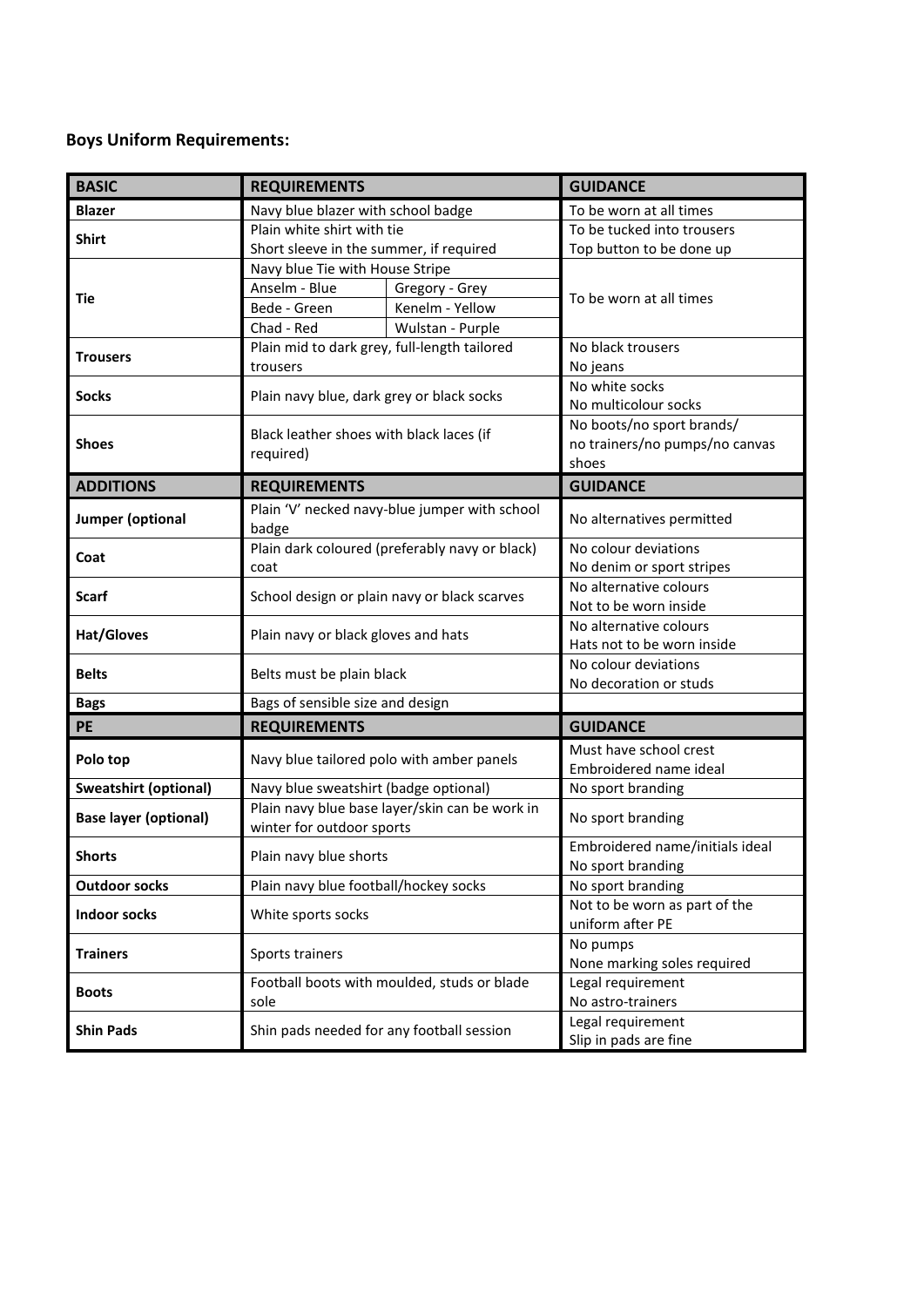**Boys Uniform Requirements:**

| BASIC | REQUIREMENTS | | GUIDANCE |
|---|---|---|---|
| **Blazer** | Navy blue blazer with school badge | | To be worn at all times |
| **Shirt** | Plain white shirt with tie<br>Short sleeve in the summer, if required | | To be tucked into trousers<br>Top button to be done up |
| **Tie** | Navy blue Tie with House Stripe | | To be worn at all times |
| | Anselm - Blue | Gregory - Grey | |
| | Bede - Green | Kenelm - Yellow | |
| | Chad - Red | Wulstan - Purple | |
| **Trousers** | Plain mid to dark grey, full-length tailored trousers | | No black trousers<br>No jeans |
| **Socks** | Plain navy blue, dark grey or black socks | | No white socks<br>No multicolour socks |
| **Shoes** | Black leather shoes with black laces (if required) | | No boots/no sport brands/<br>no trainers/no pumps/no canvas shoes |
| **ADDITIONS** | **REQUIREMENTS** | | **GUIDANCE** |
| **Jumper (optional** | Plain 'V' necked navy-blue jumper with school badge | | No alternatives permitted |
| **Coat** | Plain dark coloured (preferably navy or black) coat | | No colour deviations<br>No denim or sport stripes |
| **Scarf** | School design or plain navy or black scarves | | No alternative colours<br>Not to be worn inside |
| **Hat/Gloves** | Plain navy or black gloves and hats | | No alternative colours<br>Hats not to be worn inside |
| **Belts** | Belts must be plain black | | No colour deviations<br>No decoration or studs |
| **Bags** | Bags of sensible size and design | | |
| **PE** | **REQUIREMENTS** | | **GUIDANCE** |
| **Polo top** | Navy blue tailored polo with amber panels | | Must have school crest<br>Embroidered name ideal |
| **Sweatshirt (optional)** | Navy blue sweatshirt (badge optional) | | No sport branding |
| **Base layer (optional)** | Plain navy blue base layer/skin can be work in winter for outdoor sports | | No sport branding |
| **Shorts** | Plain navy blue shorts | | Embroidered name/initials ideal<br>No sport branding |
| **Outdoor socks** | Plain navy blue football/hockey socks | | No sport branding |
| **Indoor socks** | White sports socks | | Not to be worn as part of the uniform after PE |
| **Trainers** | Sports trainers | | No pumps<br>None marking soles required |
| **Boots** | Football boots with moulded, studs or blade sole | | Legal requirement<br>No astro-trainers |
| **Shin Pads** | Shin pads needed for any football session | | Legal requirement<br>Slip in pads are fine |